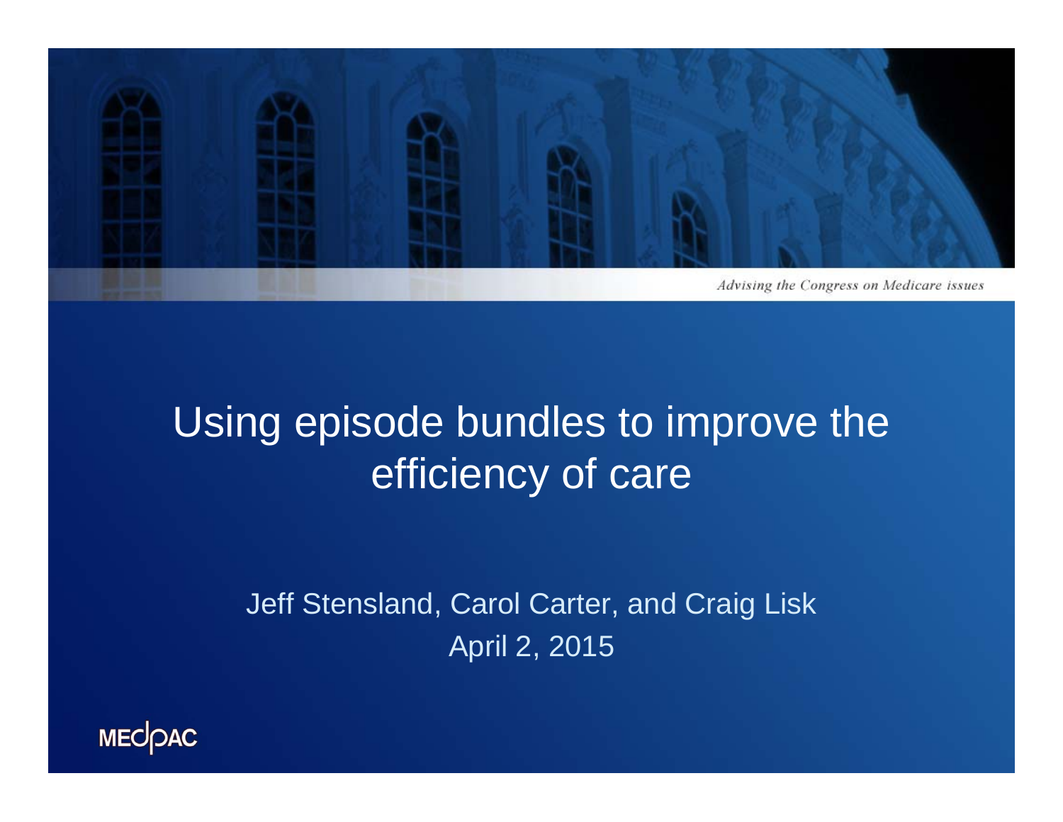*Advising the Congress on Medicare issues*

# Using episode bundles to improve the efficiency of care

Jeff Stensland, Carol Carter, and Craig Lisk

April 2, 2015

MEDPAC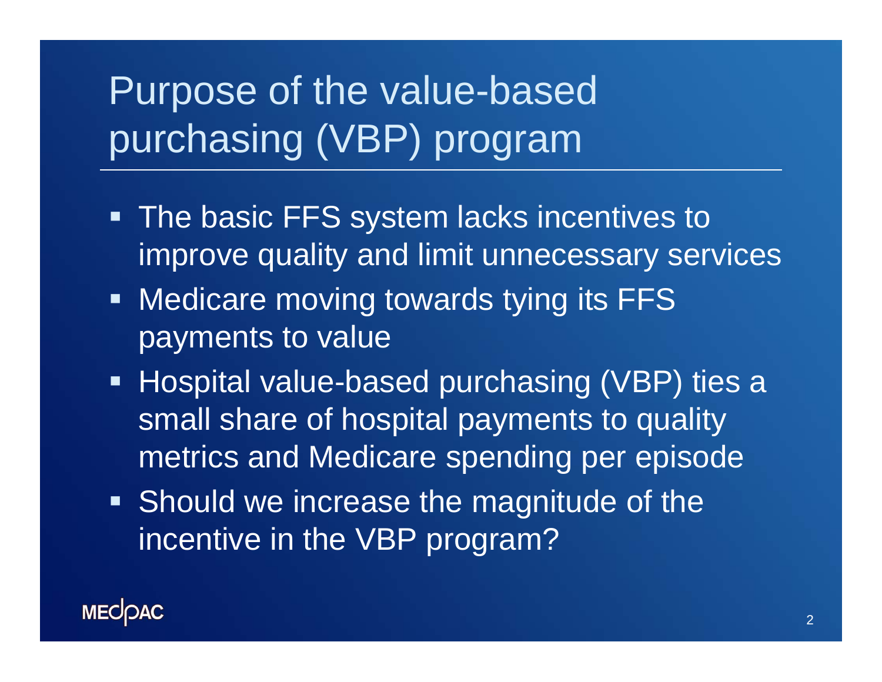# Purpose of the value-based purchasing (VBP) program

- The basic FFS system lacks incentives to improve quality and limit unnecessary services
- Medicare moving towards tying its FFS payments to value
- Hospital value-based purchasing (VBP) ties a small share of hospital payments to quality metrics and Medicare spending per episode
- Should we increase the magnitude of the incentive in the VBP program?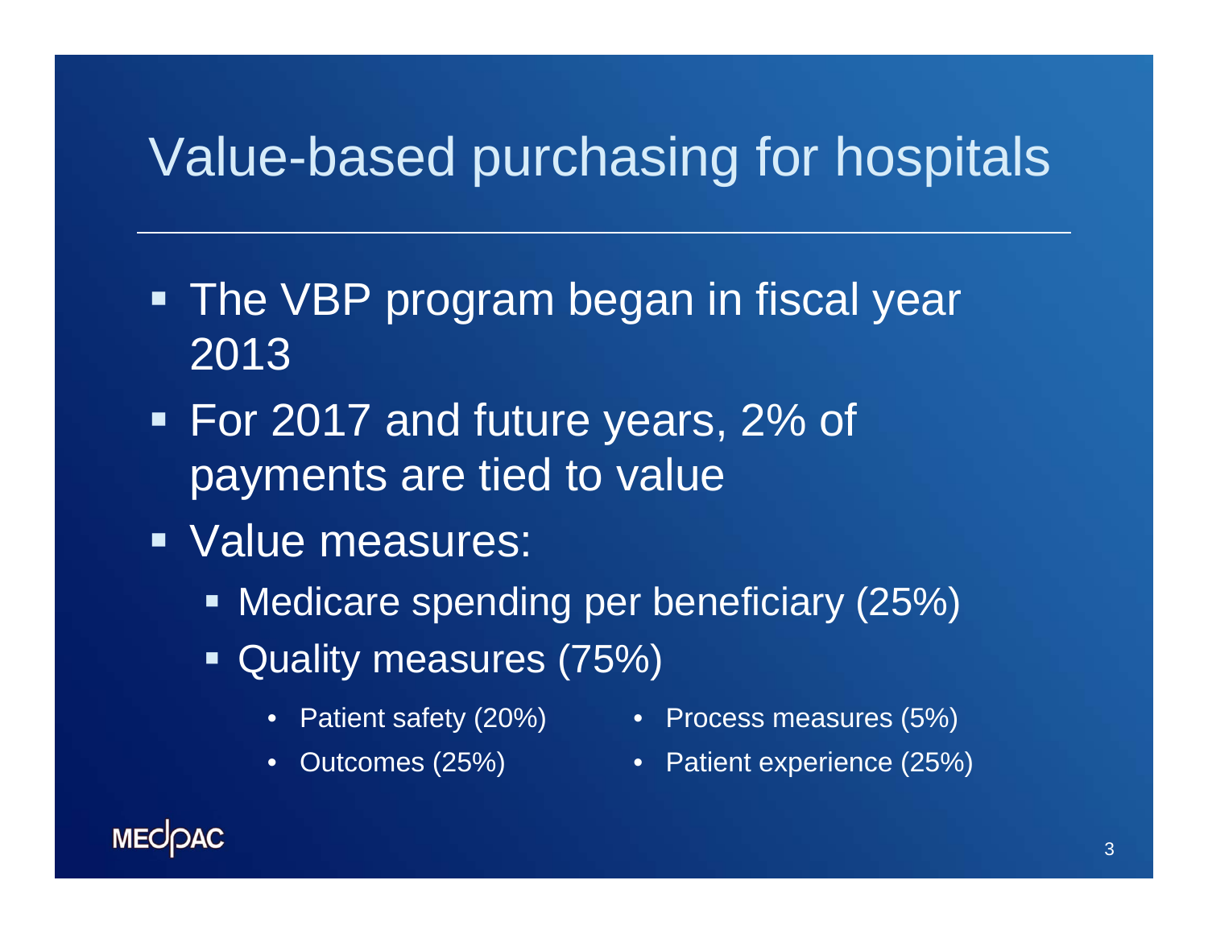# Value-based purchasing for hospitals

- The VBP program began in fiscal year 2013
- For 2017 and future years, 2% of payments are tied to value
- Value measures:
  - Medicare spending per beneficiary (25%)
  - Quality measures (75%)
    - Patient safety (20%)
    - Outcomes (25%)
    - Process measures (5%)
    - Patient experience (25%)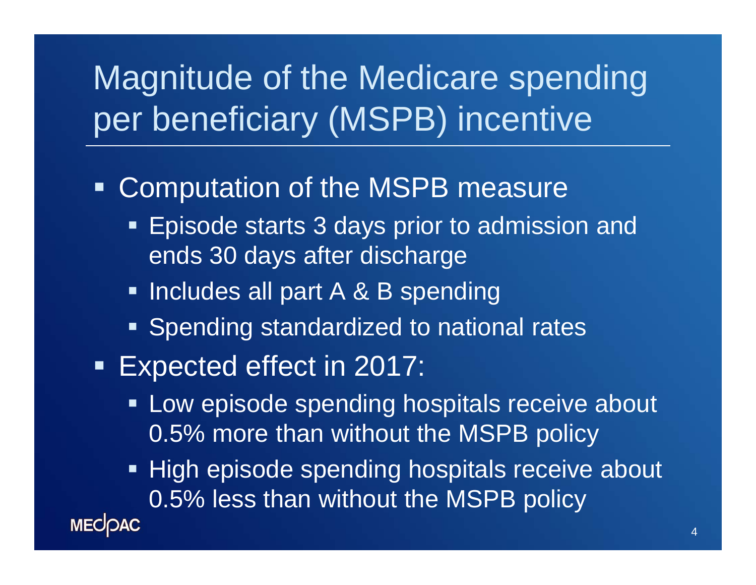# Magnitude of the Medicare spending per beneficiary (MSPB) incentive

- Computation of the MSPB measure
  - Episode starts 3 days prior to admission and ends 30 days after discharge
  - Includes all part A & B spending
  - Spending standardized to national rates
- Expected effect in 2017:
  - Low episode spending hospitals receive about 0.5% more than without the MSPB policy
  - High episode spending hospitals receive about 0.5% less than without the MSPB policy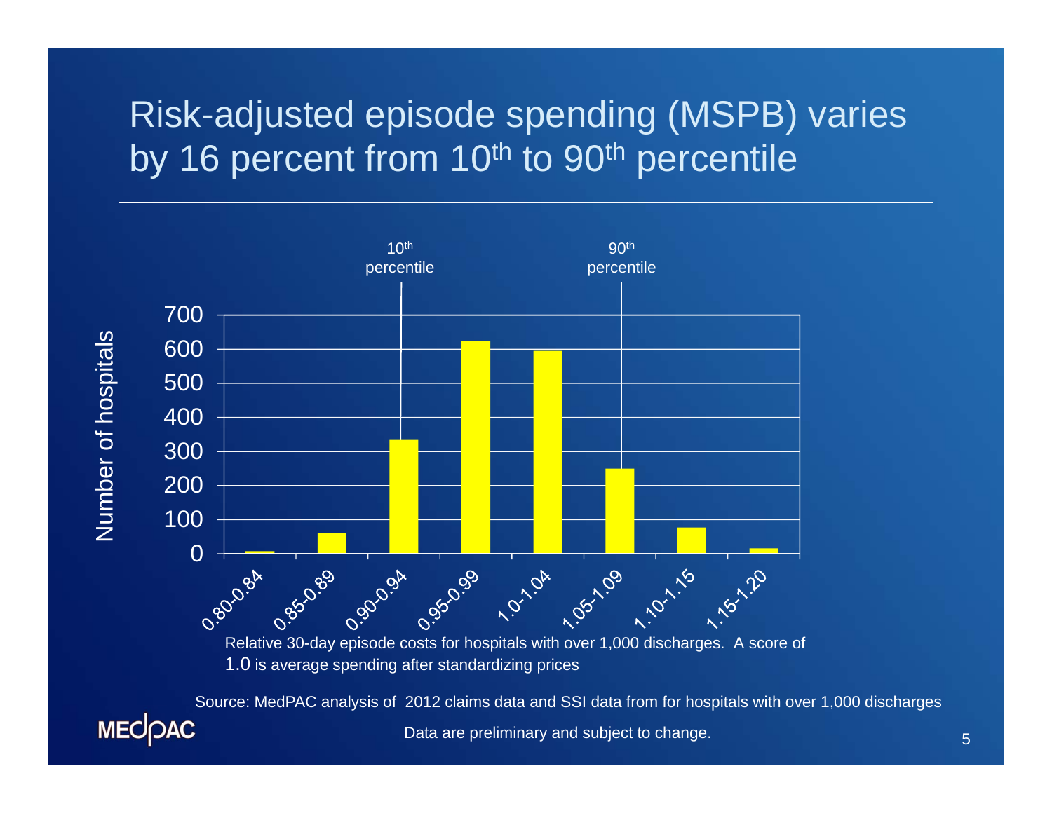# Risk-adjusted episode spending (MSPB) varies by 16 percent from 10th to 90th percentile

| Relative 30-day episode costs | Number of hospitals |
|---|---|
| 0.80-0.84 | ~5 |
| 0.85-0.89 | ~60 |
| 0.90-0.94 | ~335 |
| 0.95-0.99 | ~620 |
| 1.0-1.04 | ~595 |
| 1.05-1.09 | ~250 |
| 1.10-1.15 | ~75 |
| 1.15-1.20 | ~15 |

10th percentile: 0.90-0.94 bar. 90th percentile: 1.05-1.09 bar.

Relative 30-day episode costs for hospitals with over 1,000 discharges. A score of 1.0 is average spending after standardizing prices

Source: MedPAC analysis of 2012 claims data and SSI data from for hospitals with over 1,000 discharges

Data are preliminary and subject to change.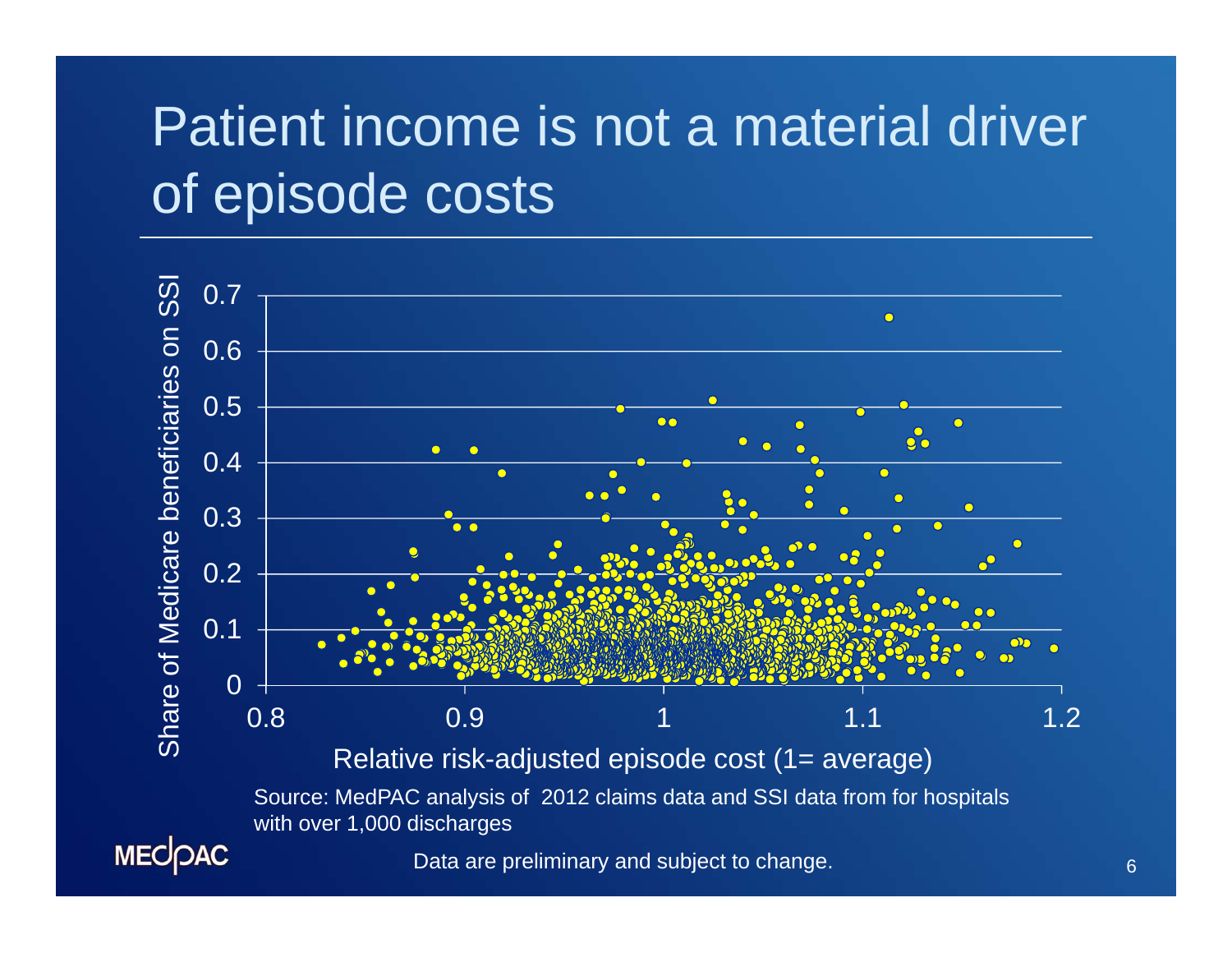# Patient income is not a material driver of episode costs

Share of Medicare beneficiaries on SSI

Relative risk-adjusted episode cost (1= average)

Source: MedPAC analysis of 2012 claims data and SSI data from for hospitals with over 1,000 discharges

Data are preliminary and subject to change.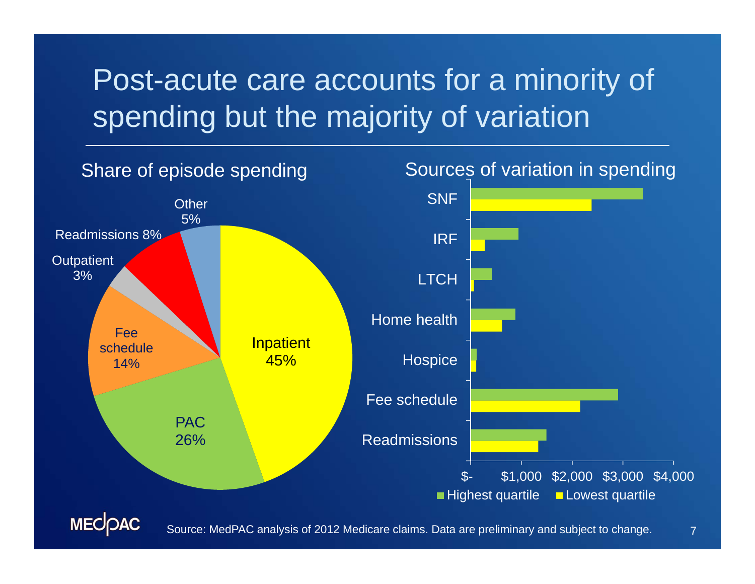# Post-acute care accounts for a minority of spending but the majority of variation

## Share of episode spending

| Category | Share |
|---|---|
| Inpatient | 45% |
| PAC | 26% |
| Fee schedule | 14% |
| Outpatient | 3% |
| Readmissions | 8% |
| Other | 5% |

## Sources of variation in spending

Categories: SNF, IRF, LTCH, Home health, Hospice, Fee schedule, Readmissions

Axis: $-, $1,000, $2,000, $3,000, $4,000

Legend: Highest quartile, Lowest quartile

Source: MedPAC analysis of 2012 Medicare claims. Data are preliminary and subject to change.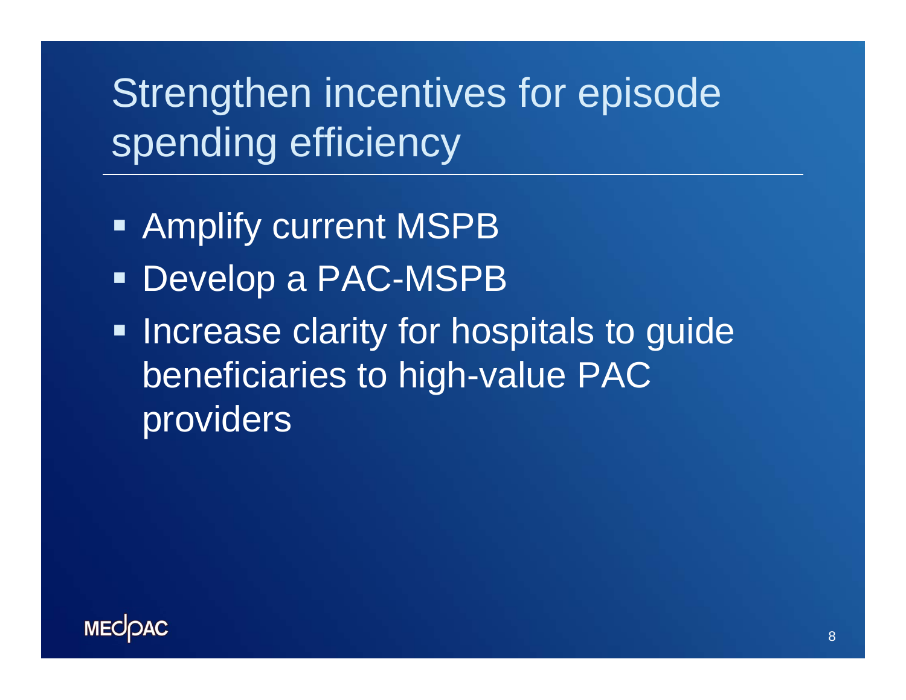# Strengthen incentives for episode spending efficiency

- Amplify current MSPB
- Develop a PAC-MSPB
- Increase clarity for hospitals to guide beneficiaries to high-value PAC providers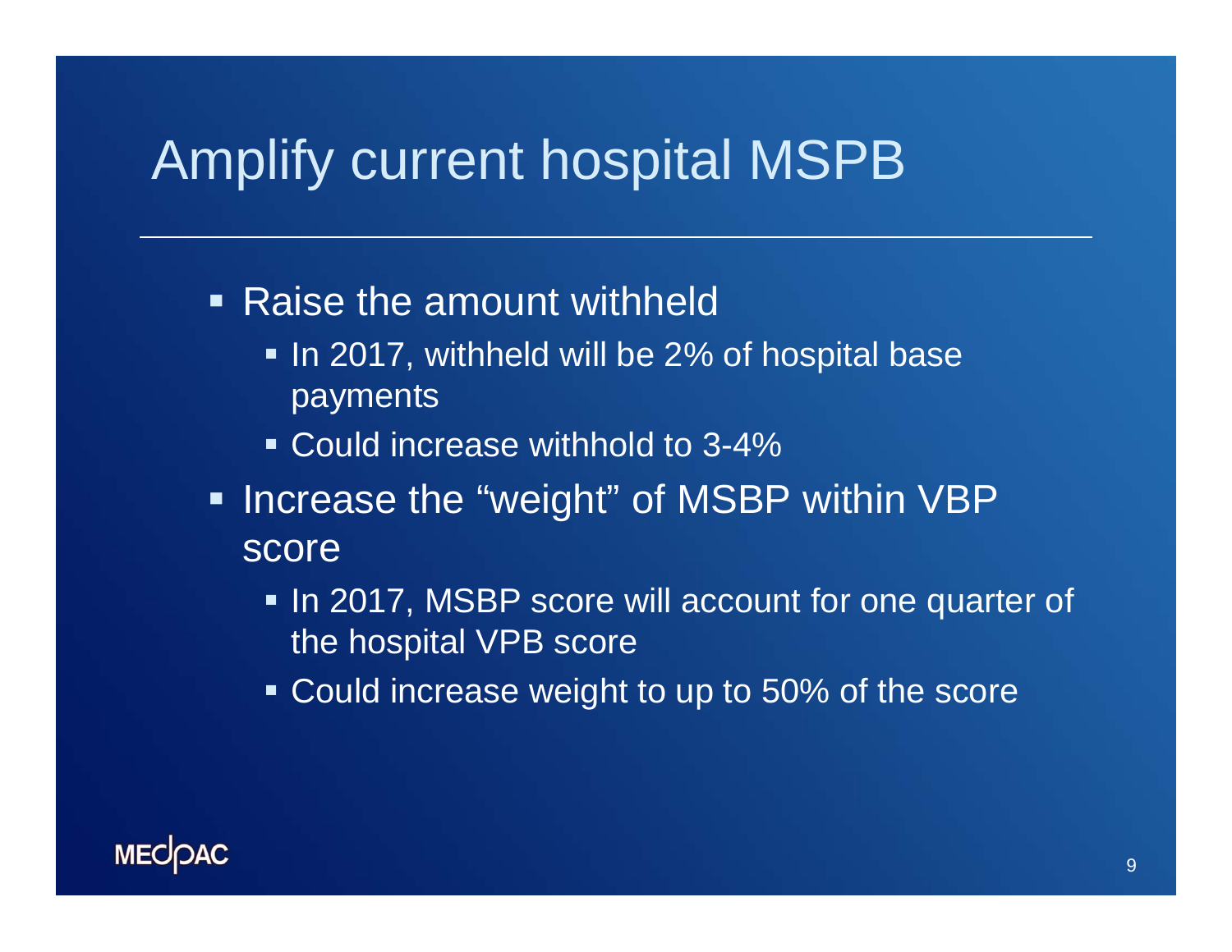# Amplify current hospital MSPB

- Raise the amount withheld
  - In 2017, withheld will be 2% of hospital base payments
  - Could increase withhold to 3-4%
- Increase the “weight” of MSBP within VBP score
  - In 2017, MSBP score will account for one quarter of the hospital VPB score
  - Could increase weight to up to 50% of the score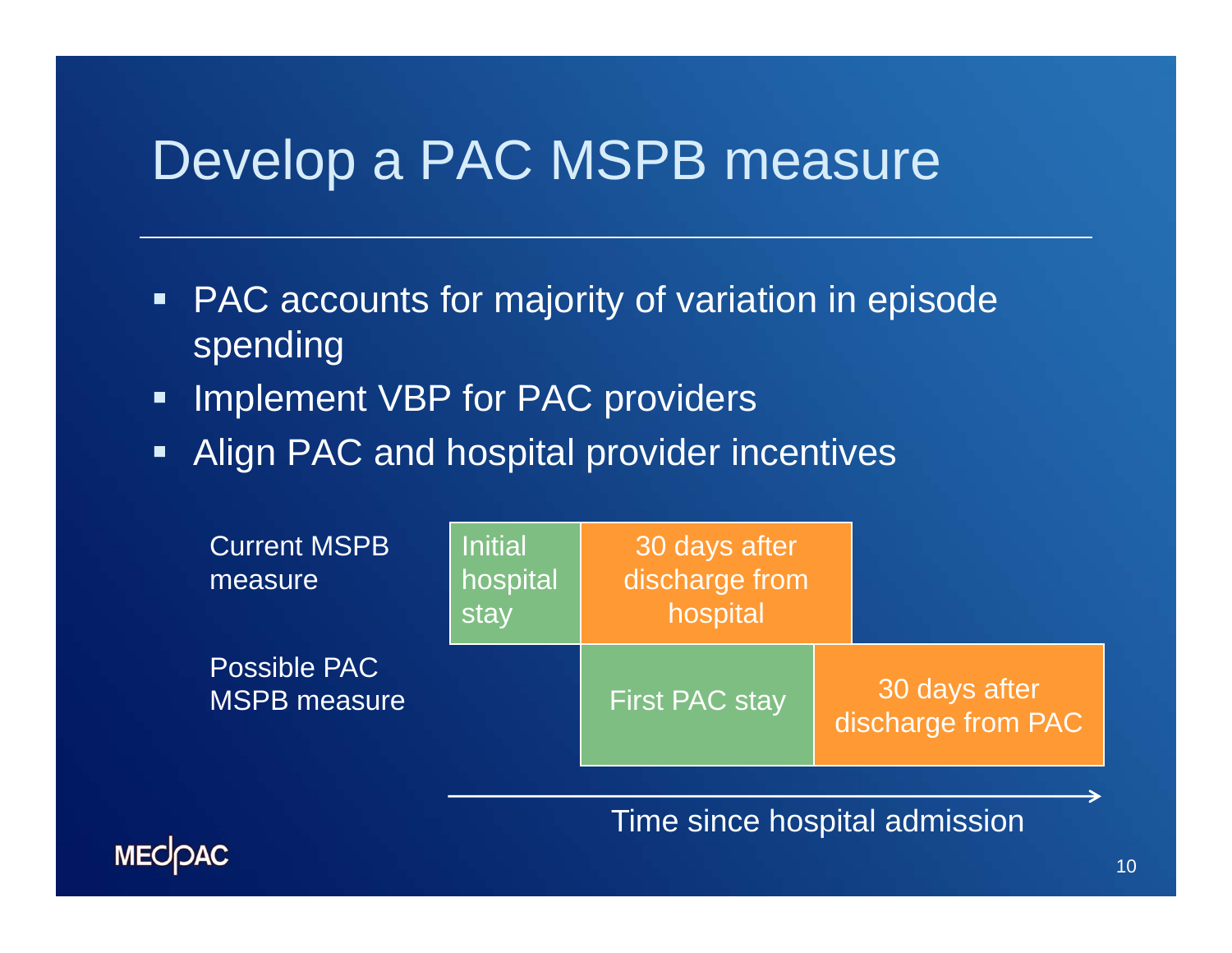# Develop a PAC MSPB measure

- PAC accounts for majority of variation in episode spending
- Implement VBP for PAC providers
- Align PAC and hospital provider incentives

| | | | |
|---|---|---|---|
| Current MSPB measure | Initial hospital stay | 30 days after discharge from hospital | |
| Possible PAC MSPB measure | | First PAC stay | 30 days after discharge from PAC |

Time since hospital admission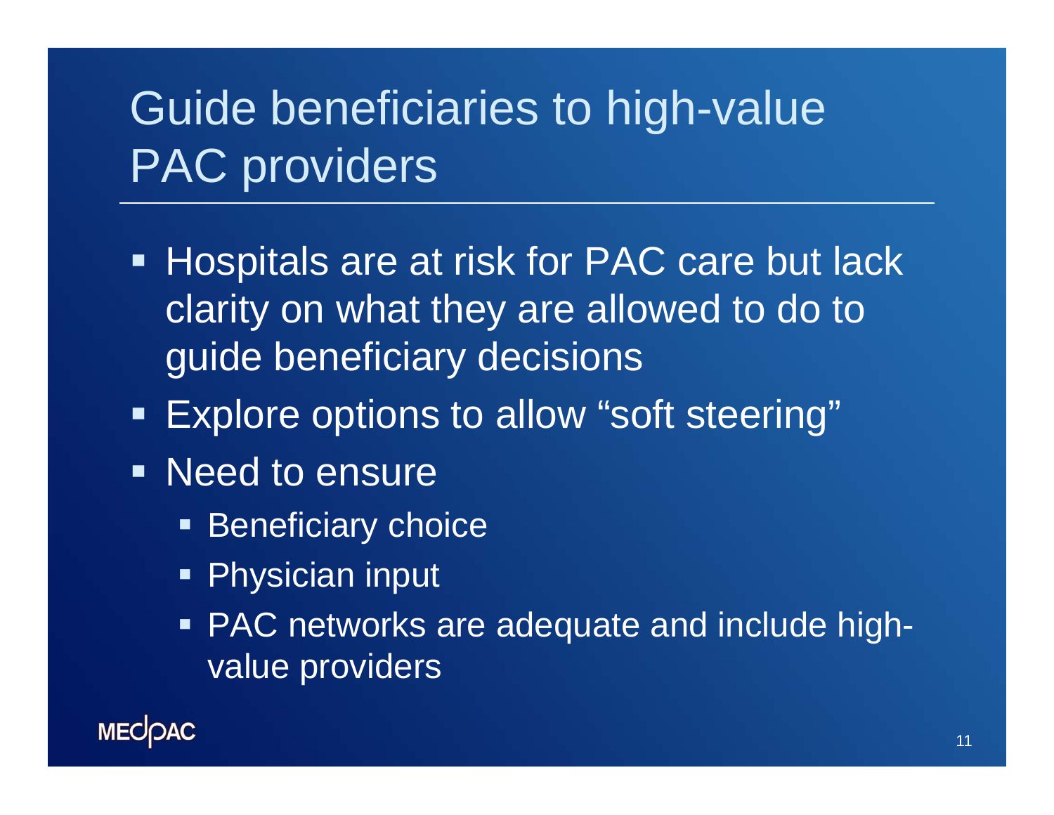# Guide beneficiaries to high-value PAC providers

- Hospitals are at risk for PAC care but lack clarity on what they are allowed to do to guide beneficiary decisions
- Explore options to allow “soft steering”
- Need to ensure
  - Beneficiary choice
  - Physician input
  - PAC networks are adequate and include high-value providers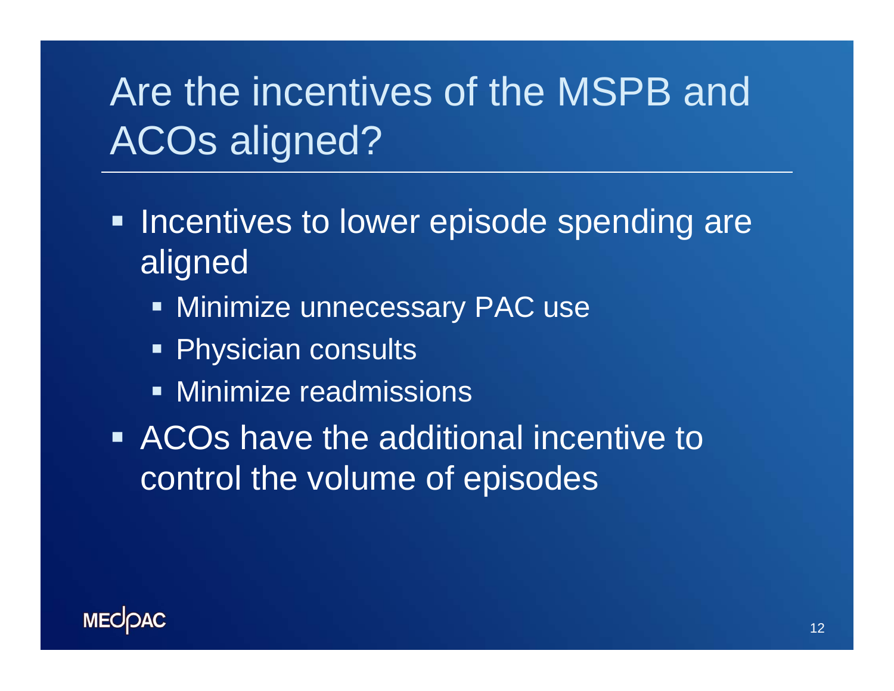# Are the incentives of the MSPB and ACOs aligned?

- Incentives to lower episode spending are aligned
  - Minimize unnecessary PAC use
  - Physician consults
  - Minimize readmissions
- ACOs have the additional incentive to control the volume of episodes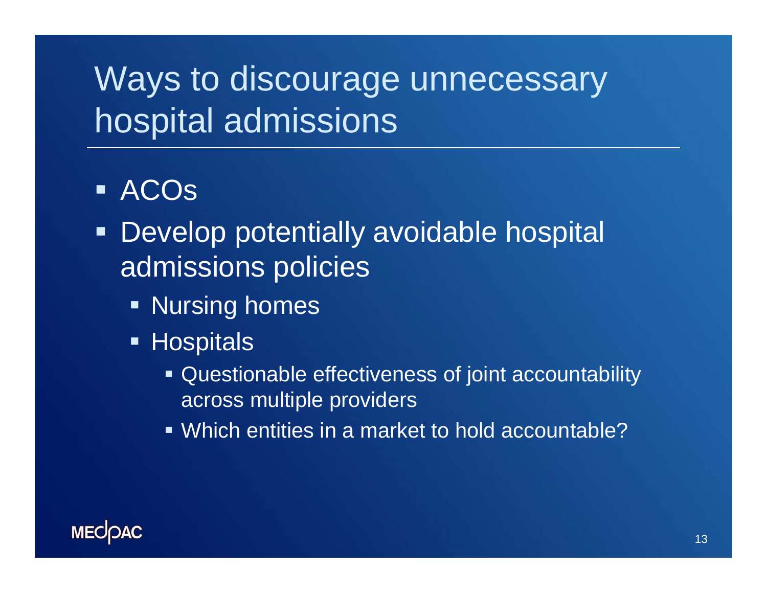# Ways to discourage unnecessary hospital admissions

- ACOs
- Develop potentially avoidable hospital admissions policies
  - Nursing homes
  - Hospitals
    - Questionable effectiveness of joint accountability across multiple providers
    - Which entities in a market to hold accountable?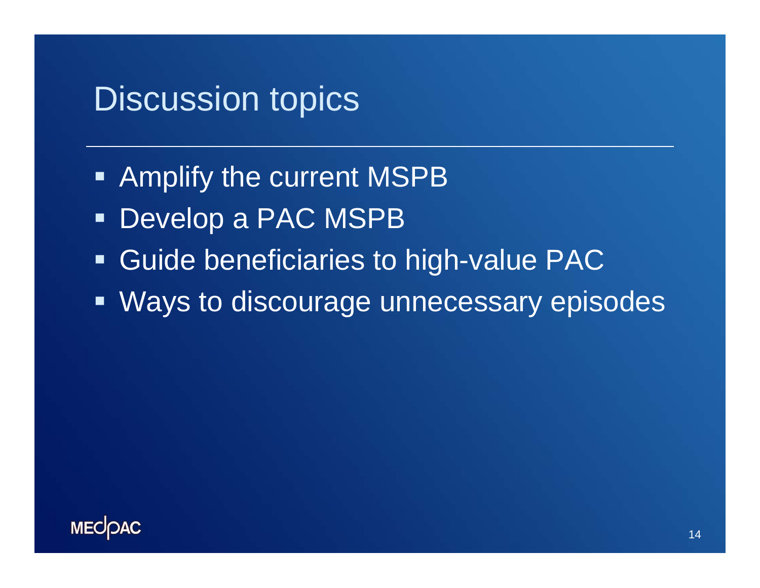# Discussion topics

- Amplify the current MSPB
- Develop a PAC MSPB
- Guide beneficiaries to high-value PAC
- Ways to discourage unnecessary episodes